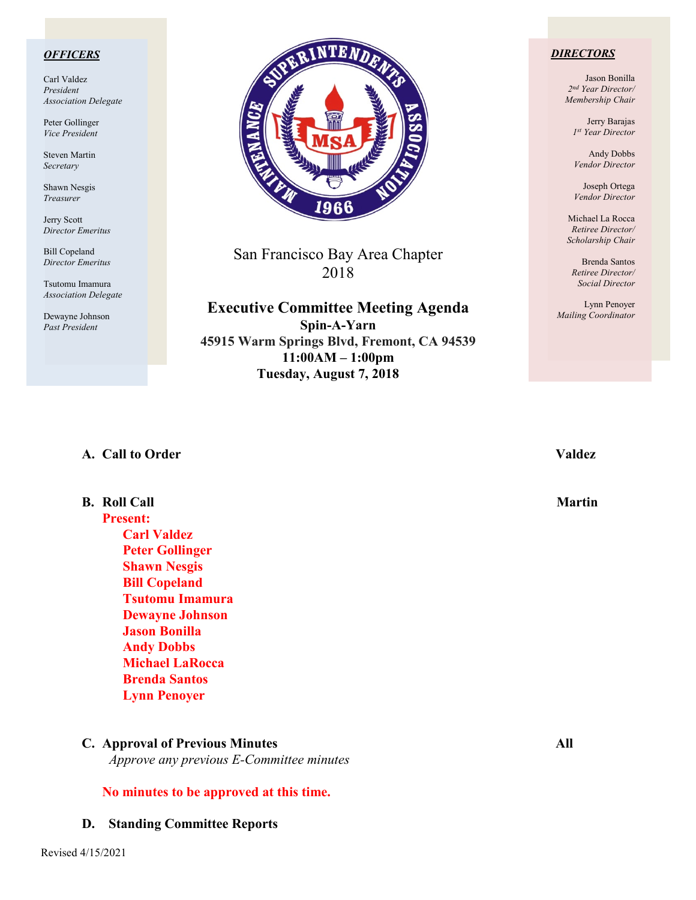***OFFICERS***

Carl Valdez
*President*
*Association Delegate*

Peter Gollinger
*Vice President*

Steven Martin
*Secretary*

Shawn Nesgis
*Treasurer*

Jerry Scott
*Director Emeritus*

Bill Copeland
*Director Emeritus*

Tsutomu Imamura
*Association Delegate*

Dewayne Johnson
*Past President*

San Francisco Bay Area Chapter
2018

**Executive Committee Meeting Agenda**
**Spin-A-Yarn**
**45915 Warm Springs Blvd, Fremont, CA 94539**
**11:00AM – 1:00pm**
**Tuesday, August 7, 2018**

***DIRECTORS***

Jason Bonilla
*2nd Year Director/*
*Membership Chair*

Jerry Barajas
*1st Year Director*

Andy Dobbs
*Vendor Director*

Joseph Ortega
*Vendor Director*

Michael La Rocca
*Retiree Director/*
*Scholarship Chair*

Brenda Santos
*Retiree Director/*
*Social Director*

Lynn Penoyer
*Mailing Coordinator*

**A. Call to Order** — **Valdez**

**B. Roll Call** — **Martin**

**Present:**
- **Carl Valdez**
- **Peter Gollinger**
- **Shawn Nesgis**
- **Bill Copeland**
- **Tsutomu Imamura**
- **Dewayne Johnson**
- **Jason Bonilla**
- **Andy Dobbs**
- **Michael LaRocca**
- **Brenda Santos**
- **Lynn Penoyer**

**C. Approval of Previous Minutes** — **All**

*Approve any previous E-Committee minutes*

**No minutes to be approved at this time.**

**D. Standing Committee Reports**

Revised 4/15/2021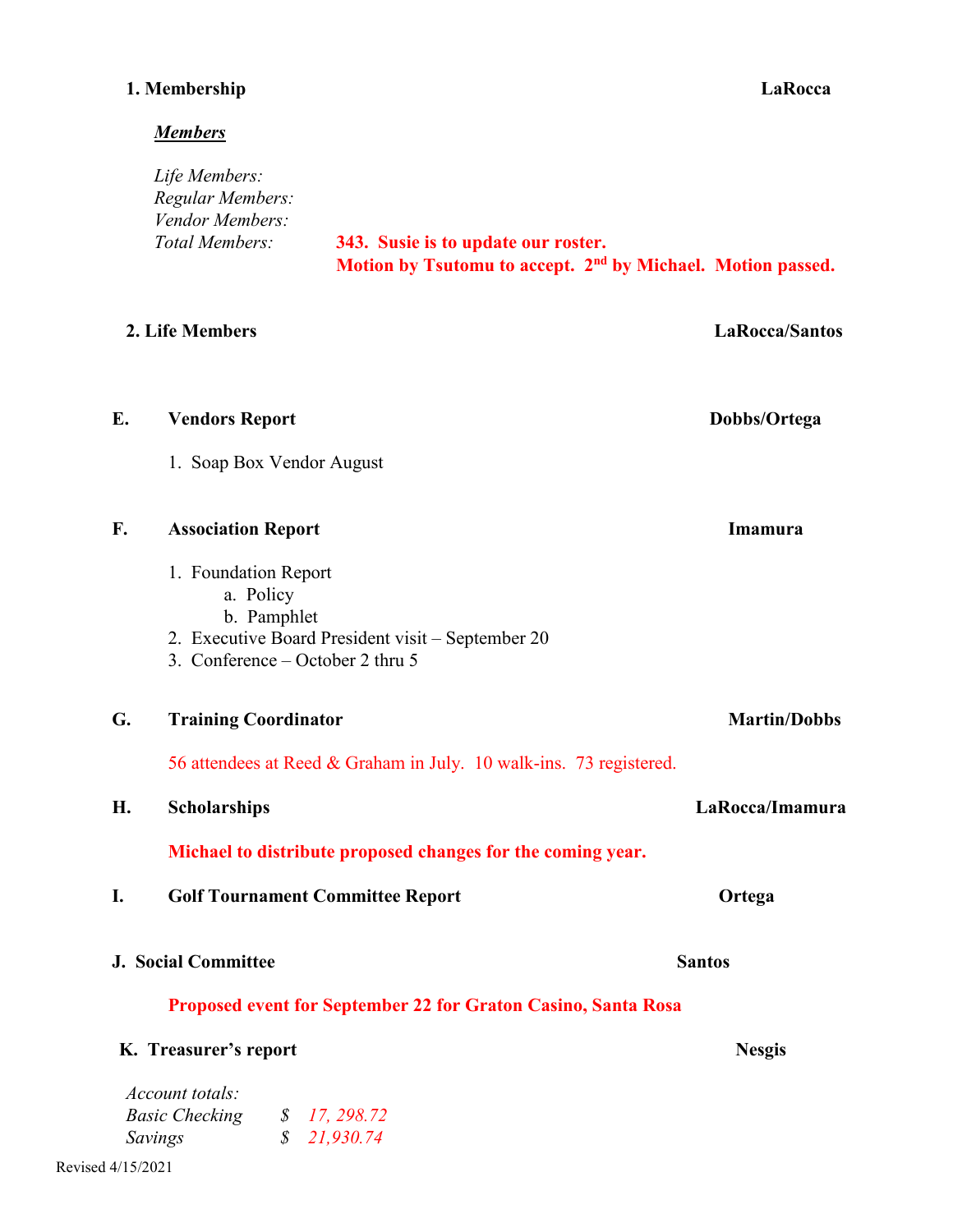**1. Membership** **LaRocca**

***Members***

*Life Members:*
*Regular Members:*
*Vendor Members:*
*Total Members:* **343. Susie is to update our roster.**
**Motion by Tsutomu to accept. 2nd by Michael. Motion passed.**

**2. Life Members** **LaRocca/Santos**

**E. Vendors Report** **Dobbs/Ortega**

1. Soap Box Vendor August

**F. Association Report** **Imamura**

1. Foundation Report
   a. Policy
   b. Pamphlet
2. Executive Board President visit – September 20
3. Conference – October 2 thru 5

**G. Training Coordinator** **Martin/Dobbs**

56 attendees at Reed & Graham in July. 10 walk-ins. 73 registered.

**H. Scholarships** **LaRocca/Imamura**

**Michael to distribute proposed changes for the coming year.**

**I. Golf Tournament Committee Report** **Ortega**

**J. Social Committee** **Santos**

**Proposed event for September 22 for Graton Casino, Santa Rosa**

**K. Treasurer's report** **Nesgis**

*Account totals:*
*Basic Checking* $ *17, 298.72*
*Savings* $ *21,930.74*

Revised 4/15/2021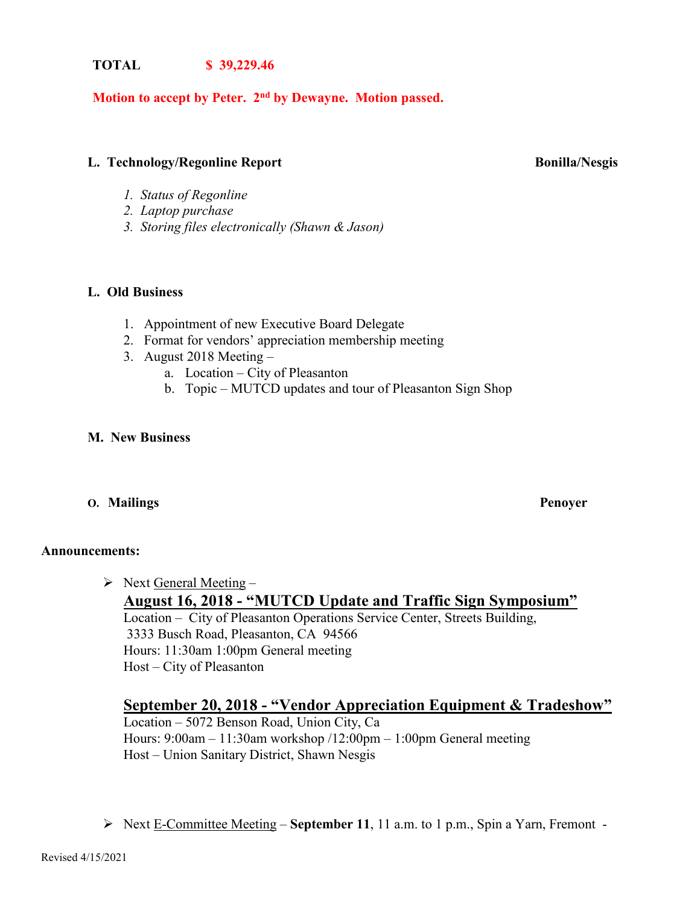**TOTAL $ 39,229.46**

**Motion to accept by Peter. 2nd by Dewayne. Motion passed.**

**L. Technology/Regonline Report** **Bonilla/Nesgis**

1. *Status of Regonline*
2. *Laptop purchase*
3. *Storing files electronically (Shawn & Jason)*

**L. Old Business**

1. Appointment of new Executive Board Delegate
2. Format for vendors' appreciation membership meeting
3. August 2018 Meeting –
   a. Location – City of Pleasanton
   b. Topic – MUTCD updates and tour of Pleasanton Sign Shop

**M. New Business**

**O. Mailings** **Penoyer**

**Announcements:**

- Next General Meeting –
  **August 16, 2018 - "MUTCD Update and Traffic Sign Symposium"**
  Location – City of Pleasanton Operations Service Center, Streets Building,
  3333 Busch Road, Pleasanton, CA 94566
  Hours: 11:30am 1:00pm General meeting
  Host – City of Pleasanton

  **September 20, 2018 - "Vendor Appreciation Equipment & Tradeshow"**
  Location – 5072 Benson Road, Union City, Ca
  Hours: 9:00am – 11:30am workshop /12:00pm – 1:00pm General meeting
  Host – Union Sanitary District, Shawn Nesgis

- Next E-Committee Meeting – **September 11**, 11 a.m. to 1 p.m., Spin a Yarn, Fremont -

Revised 4/15/2021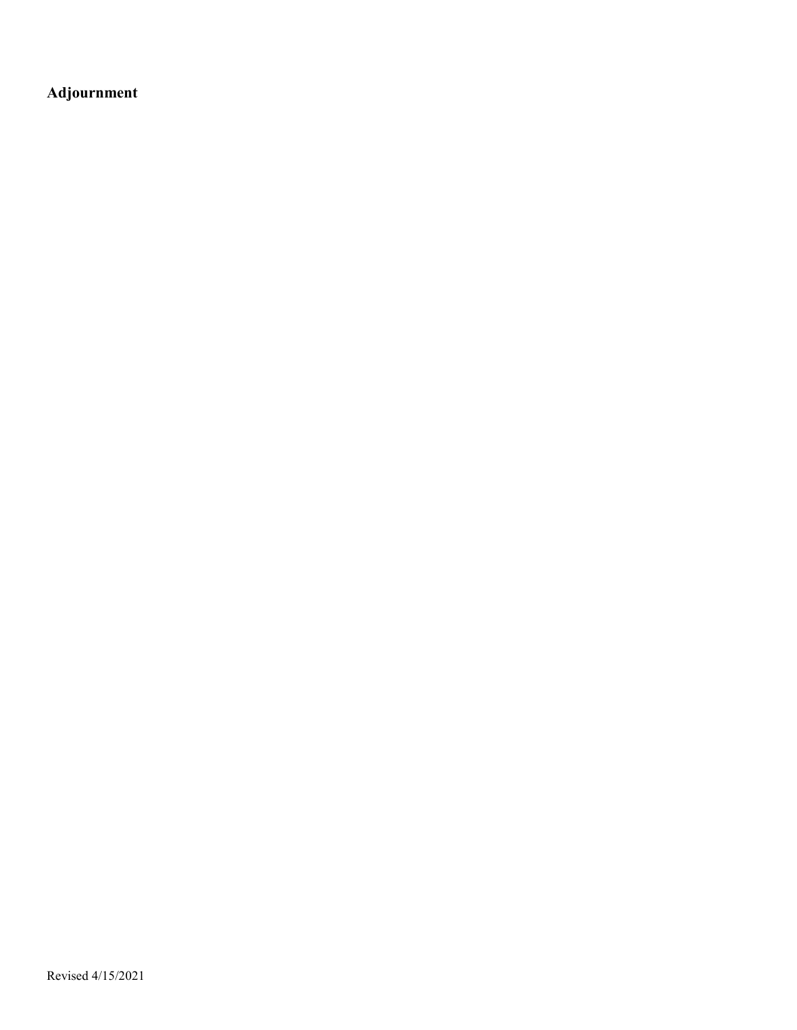## Adjournment

Revised 4/15/2021